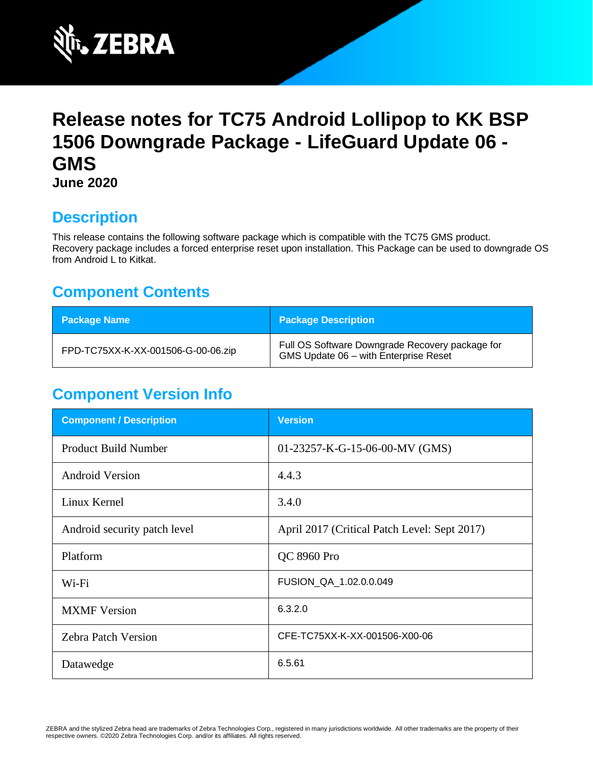# Release notes for TC75 Android Lollipop to KK BSP 1506 Downgrade Package - LifeGuard Update 06 - GMS

**June 2020**

## Description

This release contains the following software package which is compatible with the TC75 GMS product. Recovery package includes a forced enterprise reset upon installation. This Package can be used to downgrade OS from Android L to Kitkat.

## Component Contents

| Package Name | Package Description |
| --- | --- |
| FPD-TC75XX-K-XX-001506-G-00-06.zip | Full OS Software Downgrade Recovery package for GMS Update 06 – with Enterprise Reset |

## Component Version Info

| Component / Description | Version |
| --- | --- |
| Product Build Number | 01-23257-K-G-15-06-00-MV (GMS) |
| Android Version | 4.4.3 |
| Linux Kernel | 3.4.0 |
| Android security patch level | April 2017 (Critical Patch Level: Sept 2017) |
| Platform | QC 8960 Pro |
| Wi-Fi | FUSION_QA_1.02.0.0.049 |
| MXMF Version | 6.3.2.0 |
| Zebra Patch Version | CFE-TC75XX-K-XX-001506-X00-06 |
| Datawedge | 6.5.61 |

ZEBRA and the stylized Zebra head are trademarks of Zebra Technologies Corp., registered in many jurisdictions worldwide. All other trademarks are the property of their respective owners. ©2020 Zebra Technologies Corp. and/or its affiliates. All rights reserved.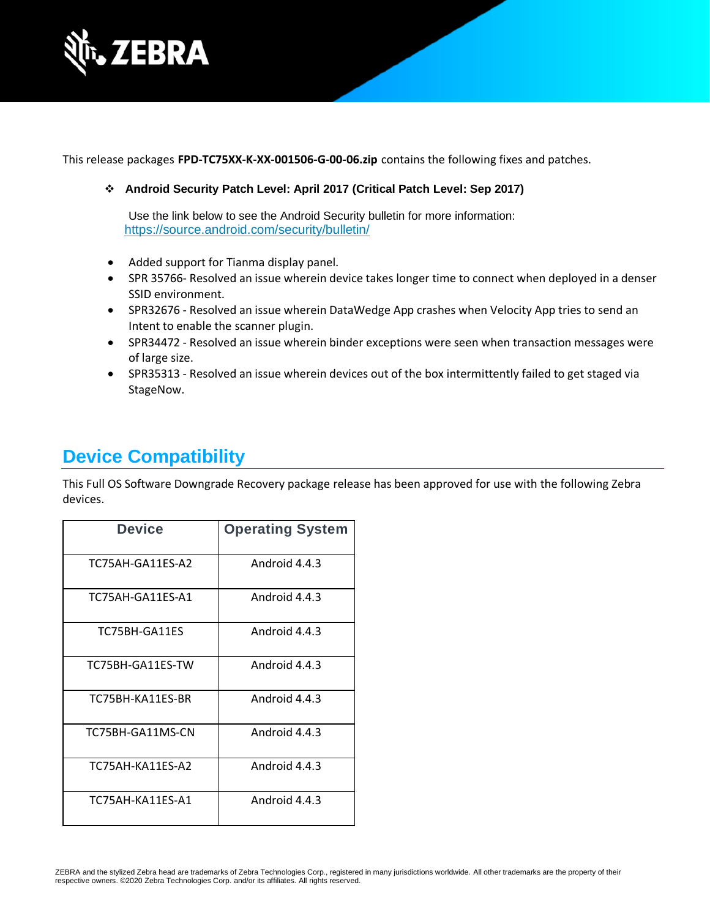This release packages **FPD-TC75XX-K-XX-001506-G-00-06.zip** contains the following fixes and patches.

- **Android Security Patch Level: April 2017 (Critical Patch Level: Sep 2017)**

  Use the link below to see the Android Security bulletin for more information: https://source.android.com/security/bulletin/

- Added support for Tianma display panel.
- SPR 35766- Resolved an issue wherein device takes longer time to connect when deployed in a denser SSID environment.
- SPR32676 - Resolved an issue wherein DataWedge App crashes when Velocity App tries to send an Intent to enable the scanner plugin.
- SPR34472 - Resolved an issue wherein binder exceptions were seen when transaction messages were of large size.
- SPR35313 - Resolved an issue wherein devices out of the box intermittently failed to get staged via StageNow.

## Device Compatibility

This Full OS Software Downgrade Recovery package release has been approved for use with the following Zebra devices.

| Device | Operating System |
| --- | --- |
| TC75AH-GA11ES-A2 | Android 4.4.3 |
| TC75AH-GA11ES-A1 | Android 4.4.3 |
| TC75BH-GA11ES | Android 4.4.3 |
| TC75BH-GA11ES-TW | Android 4.4.3 |
| TC75BH-KA11ES-BR | Android 4.4.3 |
| TC75BH-GA11MS-CN | Android 4.4.3 |
| TC75AH-KA11ES-A2 | Android 4.4.3 |
| TC75AH-KA11ES-A1 | Android 4.4.3 |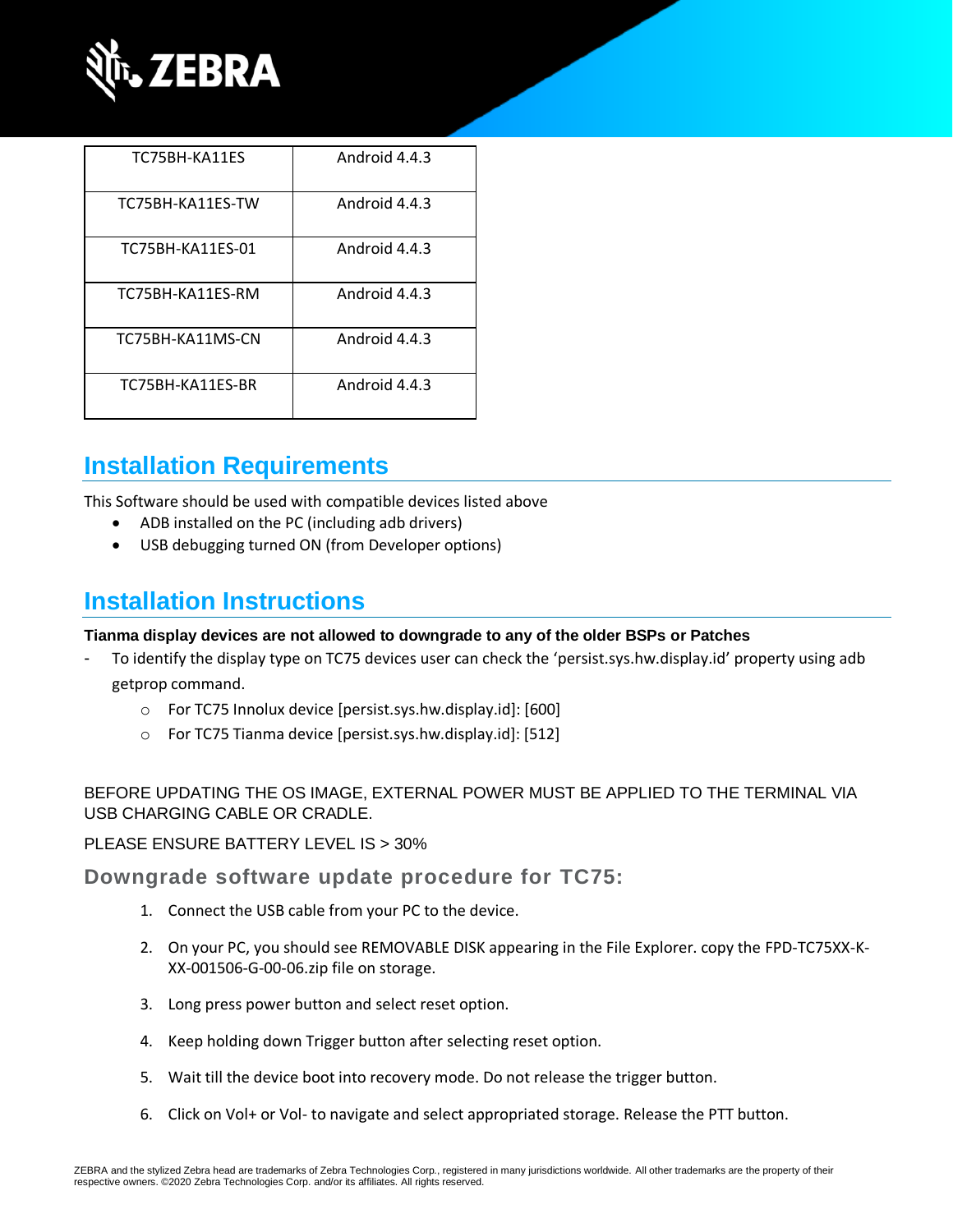| TC75BH-KA11ES | Android 4.4.3 |
| --- | --- |
| TC75BH-KA11ES-TW | Android 4.4.3 |
| TC75BH-KA11ES-01 | Android 4.4.3 |
| TC75BH-KA11ES-RM | Android 4.4.3 |
| TC75BH-KA11MS-CN | Android 4.4.3 |
| TC75BH-KA11ES-BR | Android 4.4.3 |

## Installation Requirements

This Software should be used with compatible devices listed above

- ADB installed on the PC (including adb drivers)
- USB debugging turned ON (from Developer options)

## Installation Instructions

**Tianma display devices are not allowed to downgrade to any of the older BSPs or Patches**

- To identify the display type on TC75 devices user can check the 'persist.sys.hw.display.id' property using adb getprop command.
    - For TC75 Innolux device [persist.sys.hw.display.id]: [600]
    - For TC75 Tianma device [persist.sys.hw.display.id]: [512]

BEFORE UPDATING THE OS IMAGE, EXTERNAL POWER MUST BE APPLIED TO THE TERMINAL VIA USB CHARGING CABLE OR CRADLE.

PLEASE ENSURE BATTERY LEVEL IS > 30%

### Downgrade software update procedure for TC75:

1. Connect the USB cable from your PC to the device.
2. On your PC, you should see REMOVABLE DISK appearing in the File Explorer. copy the FPD-TC75XX-K-XX-001506-G-00-06.zip file on storage.
3. Long press power button and select reset option.
4. Keep holding down Trigger button after selecting reset option.
5. Wait till the device boot into recovery mode. Do not release the trigger button.
6. Click on Vol+ or Vol- to navigate and select appropriated storage. Release the PTT button.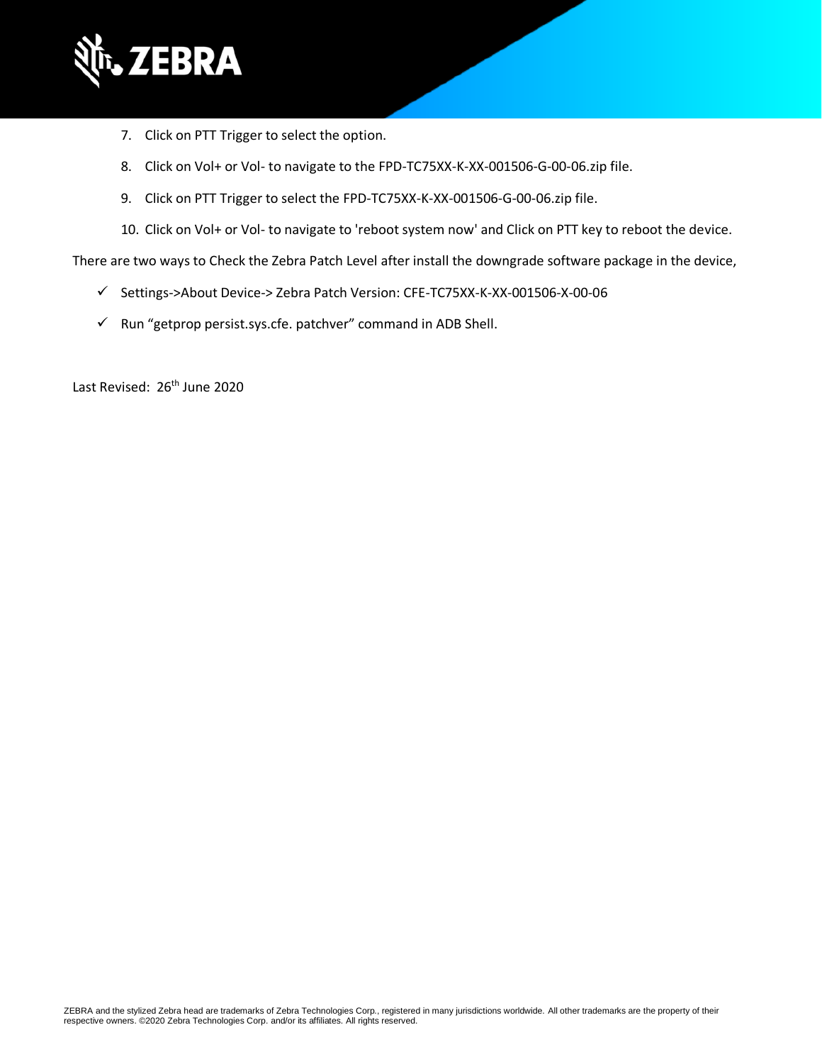7. Click on PTT Trigger to select the option.
8. Click on Vol+ or Vol- to navigate to the FPD-TC75XX-K-XX-001506-G-00-06.zip file.
9. Click on PTT Trigger to select the FPD-TC75XX-K-XX-001506-G-00-06.zip file.
10. Click on Vol+ or Vol- to navigate to 'reboot system now' and Click on PTT key to reboot the device.

There are two ways to Check the Zebra Patch Level after install the downgrade software package in the device,

- ✓ Settings->About Device-> Zebra Patch Version: CFE-TC75XX-K-XX-001506-X-00-06
- ✓ Run "getprop persist.sys.cfe. patchver" command in ADB Shell.

Last Revised: 26th June 2020

ZEBRA and the stylized Zebra head are trademarks of Zebra Technologies Corp., registered in many jurisdictions worldwide. All other trademarks are the property of their respective owners. ©2020 Zebra Technologies Corp. and/or its affiliates. All rights reserved.